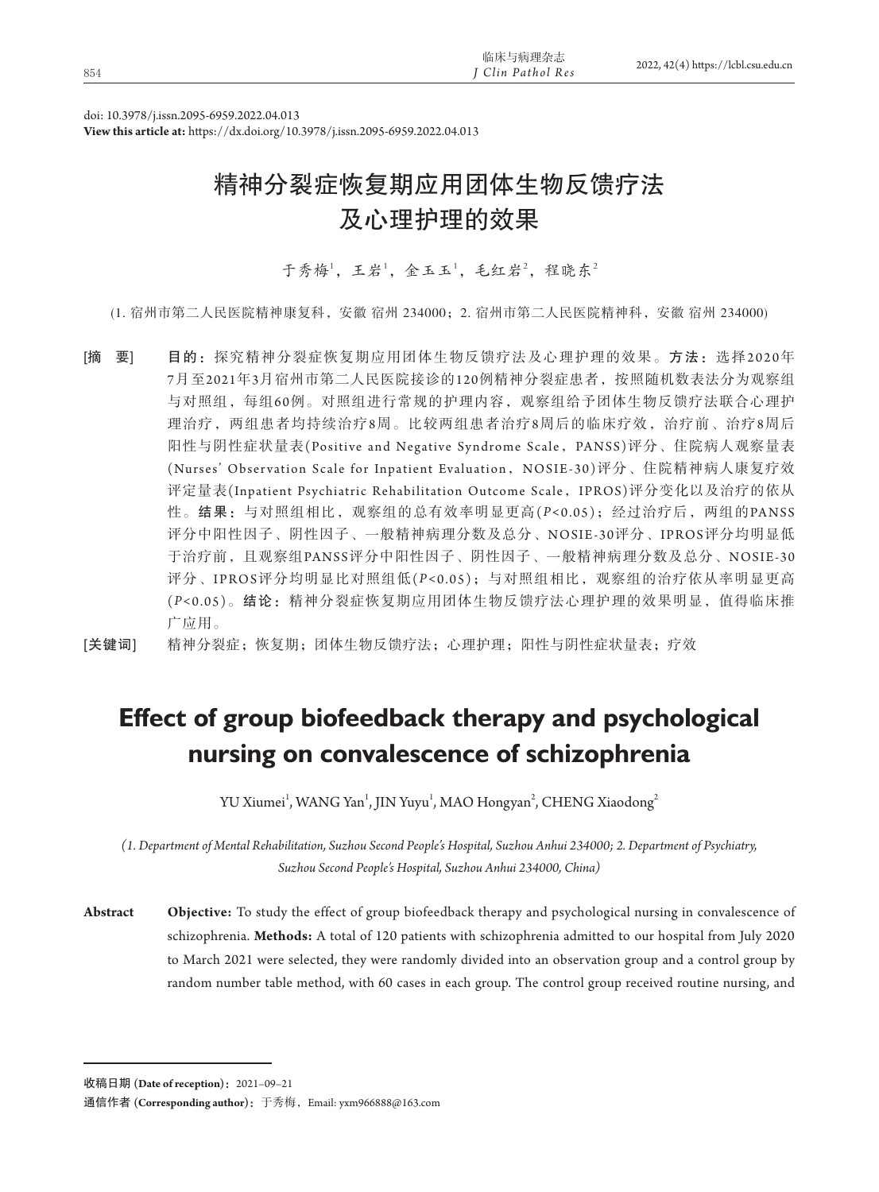doi: 10.3978/j.issn.2095-6959.2022.04.013
**View this article at:** https://dx.doi.org/10.3978/j.issn.2095-6959.2022.04.013

# 精神分裂症恢复期应用团体生物反馈疗法及心理护理的效果

于秀梅[1]，王岩[1]，金玉玉[1]，毛红岩[2]，程晓东[2]

(1. 宿州市第二人民医院精神康复科，安徽 宿州 234000；2. 宿州市第二人民医院精神科，安徽 宿州 234000)

[摘　要]　**目的：**探究精神分裂症恢复期应用团体生物反馈疗法及心理护理的效果。**方法：**选择2020年7月至2021年3月宿州市第二人民医院接诊的120例精神分裂症患者，按照随机数表法分为观察组与对照组，每组60例。对照组进行常规的护理内容，观察组给予团体生物反馈疗法联合心理护理治疗，两组患者均持续治疗8周。比较两组患者治疗8周后的临床疗效，治疗前、治疗8周后阳性与阴性症状量表(Positive and Negative Syndrome Scale，PANSS)评分、住院病人观察量表(Nurses' Observation Scale for Inpatient Evaluation，NOSIE-30)评分、住院精神病人康复疗效评定量表(Inpatient Psychiatric Rehabilitation Outcome Scale，IPROS)评分变化以及治疗的依从性。**结果：**与对照组相比，观察组的总有效率明显更高($P<0.05$)；经过治疗后，两组的PANSS评分中阳性因子、阴性因子、一般精神病理分数及总分、NOSIE-30评分、IPROS评分均明显低于治疗前，且观察组PANSS评分中阳性因子、阴性因子、一般精神病理分数及总分、NOSIE-30评分、IPROS评分均明显比对照组低($P<0.05$)；与对照组相比，观察组的治疗依从率明显更高($P<0.05$)。**结论：**精神分裂症恢复期应用团体生物反馈疗法心理护理的效果明显，值得临床推广应用。

[关键词]　精神分裂症；恢复期；团体生物反馈疗法；心理护理；阳性与阴性症状量表；疗效

# Effect of group biofeedback therapy and psychological nursing on convalescence of schizophrenia

YU Xiumei[1], WANG Yan[1], JIN Yuyu[1], MAO Hongyan[2], CHENG Xiaodong[2]

*(1. Department of Mental Rehabilitation, Suzhou Second People's Hospital, Suzhou Anhui 234000; 2. Department of Psychiatry, Suzhou Second People's Hospital, Suzhou Anhui 234000, China)*

**Abstract**　**Objective:** To study the effect of group biofeedback therapy and psychological nursing in convalescence of schizophrenia. **Methods:** A total of 120 patients with schizophrenia admitted to our hospital from July 2020 to March 2021 were selected, they were randomly divided into an observation group and a control group by random number table method, with 60 cases in each group. The control group received routine nursing, and

---

**收稿日期 (Date of reception)：**2021–09–21

**通信作者 (Corresponding author)：**于秀梅，Email: yxm966888@163.com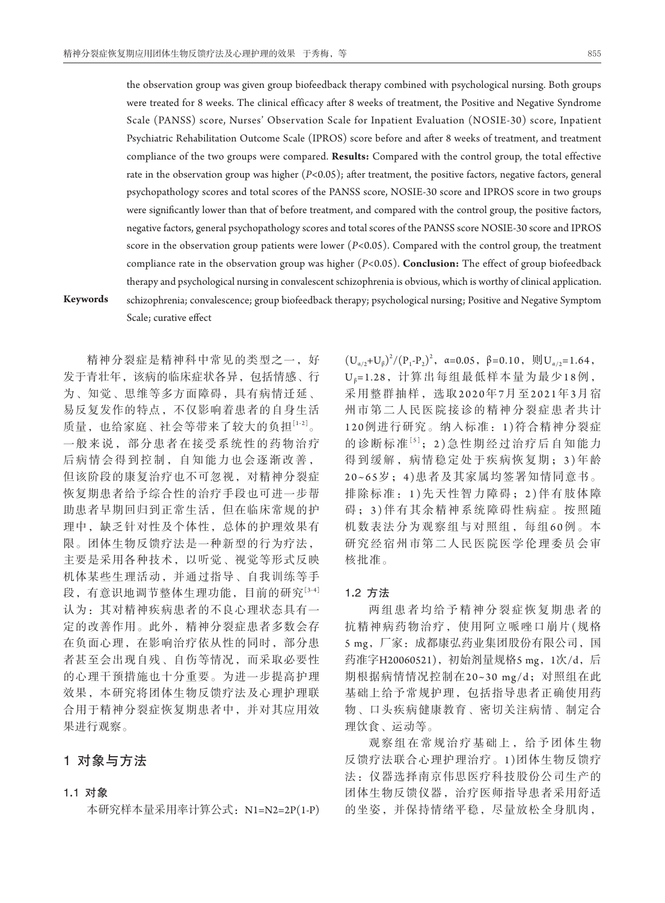the observation group was given group biofeedback therapy combined with psychological nursing. Both groups were treated for 8 weeks. The clinical efficacy after 8 weeks of treatment, the Positive and Negative Syndrome Scale (PANSS) score, Nurses' Observation Scale for Inpatient Evaluation (NOSIE-30) score, Inpatient Psychiatric Rehabilitation Outcome Scale (IPROS) score before and after 8 weeks of treatment, and treatment compliance of the two groups were compared. **Results:** Compared with the control group, the total effective rate in the observation group was higher ($P<0.05$); after treatment, the positive factors, negative factors, general psychopathology scores and total scores of the PANSS score, NOSIE-30 score and IPROS score in two groups were significantly lower than that of before treatment, and compared with the control group, the positive factors, negative factors, general psychopathology scores and total scores of the PANSS score NOSIE-30 score and IPROS score in the observation group patients were lower ($P<0.05$). Compared with the control group, the treatment compliance rate in the observation group was higher ($P<0.05$). **Conclusion:** The effect of group biofeedback therapy and psychological nursing in convalescent schizophrenia is obvious, which is worthy of clinical application.

**Keywords** schizophrenia; convalescence; group biofeedback therapy; psychological nursing; Positive and Negative Symptom Scale; curative effect

精神分裂症是精神科中常见的类型之一，好发于青壮年，该病的临床症状各异，包括情感、行为、知觉、思维等多方面障碍，具有病情迁延、易反复发作的特点，不仅影响着患者的自身生活质量，也给家庭、社会等带来了较大的负担[1-2]。一般来说，部分患者在接受系统性的药物治疗后病情会得到控制，自知能力也会逐渐改善，但该阶段的康复治疗也不可忽视，对精神分裂症恢复期患者给予综合性的治疗手段也可进一步帮助患者早期回归到正常生活，但在临床常规的护理中，缺乏针对性及个体性，总体的护理效果有限。团体生物反馈疗法是一种新型的行为疗法，主要是采用各种技术，以听觉、视觉等形式反映机体某些生理活动，并通过指导、自我训练等手段，有意识地调节整体生理功能，目前的研究[3-4]认为：其对精神疾病患者的不良心理状态具有一定的改善作用。此外，精神分裂症患者多数会存在负面心理，在影响治疗依从性的同时，部分患者甚至会出现自残、自伤等情况，而采取必要性的心理干预措施也十分重要。为进一步提高护理效果，本研究将团体生物反馈疗法及心理护理联合用于精神分裂症恢复期患者中，并对其应用效果进行观察。

## 1 对象与方法

### 1.1 对象

本研究样本量采用率计算公式：$N1=N2=2P(1-P)(U_{\alpha/2}+U_{\beta})^2/(P_1-P_2)^2$，$\alpha=0.05$，$\beta=0.10$，则$U_{\alpha/2}=1.64$，$U_{\beta}=1.28$，计算出每组最低样本量为最少18例，采用整群抽样，选取2020年7月至2021年3月宿州市第二人民医院接诊的精神分裂症患者共计120例进行研究。纳入标准：1)符合精神分裂症的诊断标准[5]；2)急性期经过治疗后自知能力得到缓解，病情稳定处于疾病恢复期；3)年龄20~65岁；4)患者及其家属均签署知情同意书。排除标准：1)先天性智力障碍；2)伴有肢体障碍；3)伴有其余精神系统障碍性病症。按照随机数表法分为观察组与对照组，每组60例。本研究经宿州市第二人民医院医学伦理委员会审核批准。

### 1.2 方法

两组患者均给予精神分裂症恢复期患者的抗精神病药物治疗，使用阿立哌唑口崩片(规格5 mg，厂家：成都康弘药业集团股份有限公司，国药准字H20060521)，初始剂量规格5 mg，1次/d，后期根据病情情况控制在20~30 mg/d；对照组在此基础上给予常规护理，包括指导患者正确使用药物、口头疾病健康教育、密切关注病情、制定合理饮食、运动等。

观察组在常规治疗基础上，给予团体生物反馈疗法联合心理护理治疗。1)团体生物反馈疗法：仪器选择南京伟思医疗科技股份公司生产的团体生物反馈仪器，治疗医师指导患者采用舒适的坐姿，并保持情绪平稳，尽量放松全身肌肉，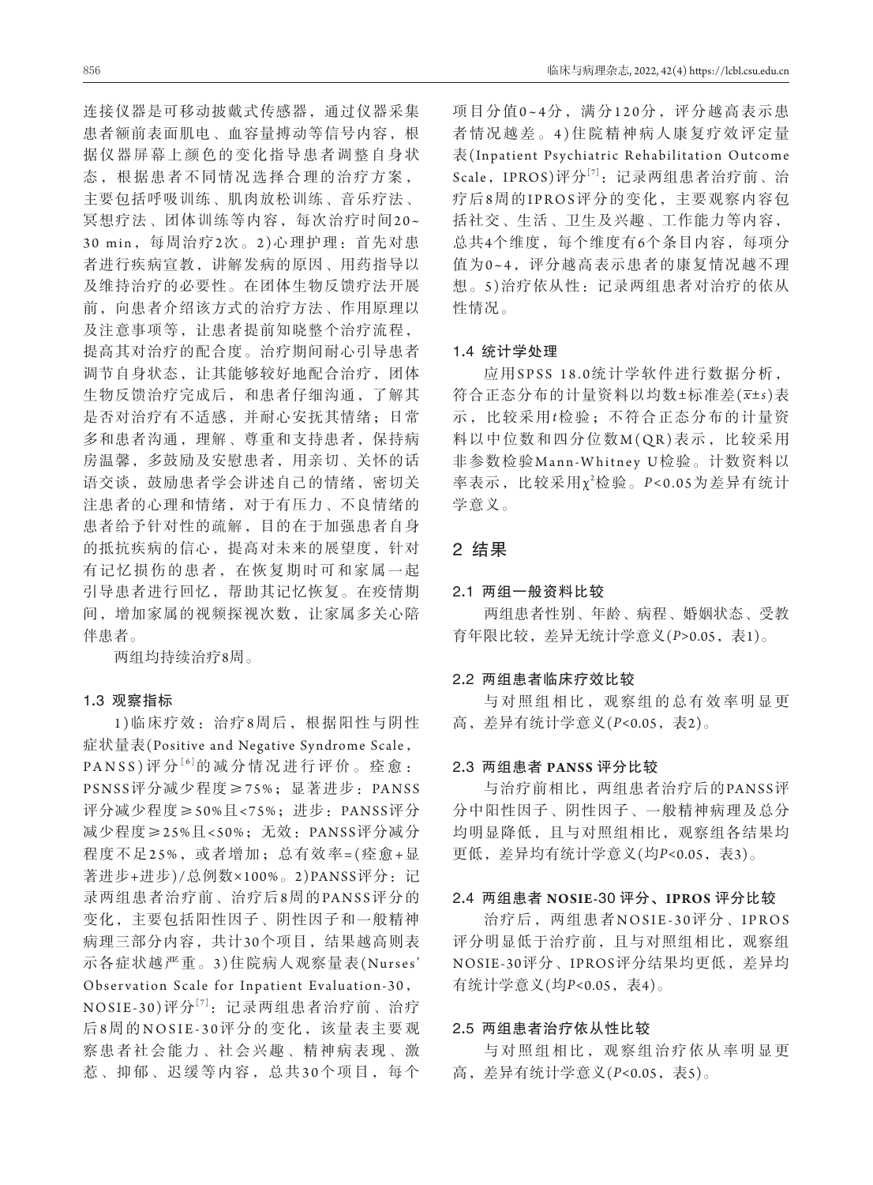连接仪器是可移动披戴式传感器，通过仪器采集患者额前表面肌电、血容量搏动等信号内容，根据仪器屏幕上颜色的变化指导患者调整自身状态，根据患者不同情况选择合理的治疗方案，主要包括呼吸训练、肌肉放松训练、音乐疗法、冥想疗法、团体训练等内容，每次治疗时间20~30 min，每周治疗2次。2)心理护理：首先对患者进行疾病宣教，讲解发病的原因、用药指导以及维持治疗的必要性。在团体生物反馈疗法开展前，向患者介绍该方式的治疗方法、作用原理以及注意事项等，让患者提前知晓整个治疗流程，提高其对治疗的配合度。治疗期间耐心引导患者调节自身状态，让其能够较好地配合治疗，团体生物反馈治疗完成后，和患者仔细沟通，了解其是否对治疗有不适感，并耐心安抚其情绪；日常多和患者沟通，理解、尊重和支持患者，保持病房温馨，多鼓励及安慰患者，用亲切、关怀的话语交谈，鼓励患者学会讲述自己的情绪，密切关注患者的心理和情绪，对于有压力、不良情绪的患者给予针对性的疏解，目的在于加强患者自身的抵抗疾病的信心，提高对未来的展望度，针对有记忆损伤的患者，在恢复期时可和家属一起引导患者进行回忆，帮助其记忆恢复。在疫情期间，增加家属的视频探视次数，让家属多关心陪伴患者。

两组均持续治疗8周。

### 1.3 观察指标

1)临床疗效：治疗8周后，根据阳性与阴性症状量表(Positive and Negative Syndrome Scale，PANSS)评分[6]的减分情况进行评价。痊愈：PSNSS评分减少程度≥75%；显著进步：PANSS评分减少程度≥50%且<75%；进步：PANSS评分减少程度≥25%且<50%；无效：PANSS评分减分程度不足25%，或者增加；总有效率=(痊愈+显著进步+进步)/总例数×100%。2)PANSS评分：记录两组患者治疗前、治疗后8周的PANSS评分的变化，主要包括阳性因子、阴性因子和一般精神病理三部分内容，共计30个项目，结果越高则表示各症状越严重。3)住院病人观察量表(Nurses' Observation Scale for Inpatient Evaluation-30，NOSIE-30)评分[7]：记录两组患者治疗前、治疗后8周的NOSIE-30评分的变化，该量表主要观察患者社会能力、社会兴趣、精神病表现、激惹、抑郁、迟缓等内容，总共30个项目，每个项目分值0~4分，满分120分，评分越高表示患者情况越差。4)住院精神病人康复疗效评定量表(Inpatient Psychiatric Rehabilitation Outcome Scale，IPROS)评分[7]：记录两组患者治疗前、治疗后8周的IPROS评分的变化，主要观察内容包括社交、生活、卫生及兴趣、工作能力等内容，总共4个维度，每个维度有6个条目内容，每项分值为0~4，评分越高表示患者的康复情况越不理想。5)治疗依从性：记录两组患者对治疗的依从性情况。

### 1.4 统计学处理

应用SPSS 18.0统计学软件进行数据分析，符合正态分布的计量资料以均数±标准差($\bar{x}\pm s$)表示，比较采用$t$检验；不符合正态分布的计量资料以中位数和四分位数M(QR)表示，比较采用非参数检验Mann-Whitney U检验。计数资料以率表示，比较采用$\chi^2$检验。$P$<0.05为差异有统计学意义。

## 2 结果

### 2.1 两组一般资料比较

两组患者性别、年龄、病程、婚姻状态、受教育年限比较，差异无统计学意义($P$>0.05，表1)。

### 2.2 两组患者临床疗效比较

与对照组相比，观察组的总有效率明显更高，差异有统计学意义($P$<0.05，表2)。

### 2.3 两组患者 PANSS 评分比较

与治疗前相比，两组患者治疗后的PANSS评分中阳性因子、阴性因子、一般精神病理及总分均明显降低，且与对照组相比，观察组各结果均更低，差异均有统计学意义(均$P$<0.05，表3)。

### 2.4 两组患者 NOSIE-30 评分、IPROS 评分比较

治疗后，两组患者NOSIE-30评分、IPROS评分明显低于治疗前，且与对照组相比，观察组NOSIE-30评分、IPROS评分结果均更低，差异均有统计学意义(均$P$<0.05，表4)。

### 2.5 两组患者治疗依从性比较

与对照组相比，观察组治疗依从率明显更高，差异有统计学意义($P$<0.05，表5)。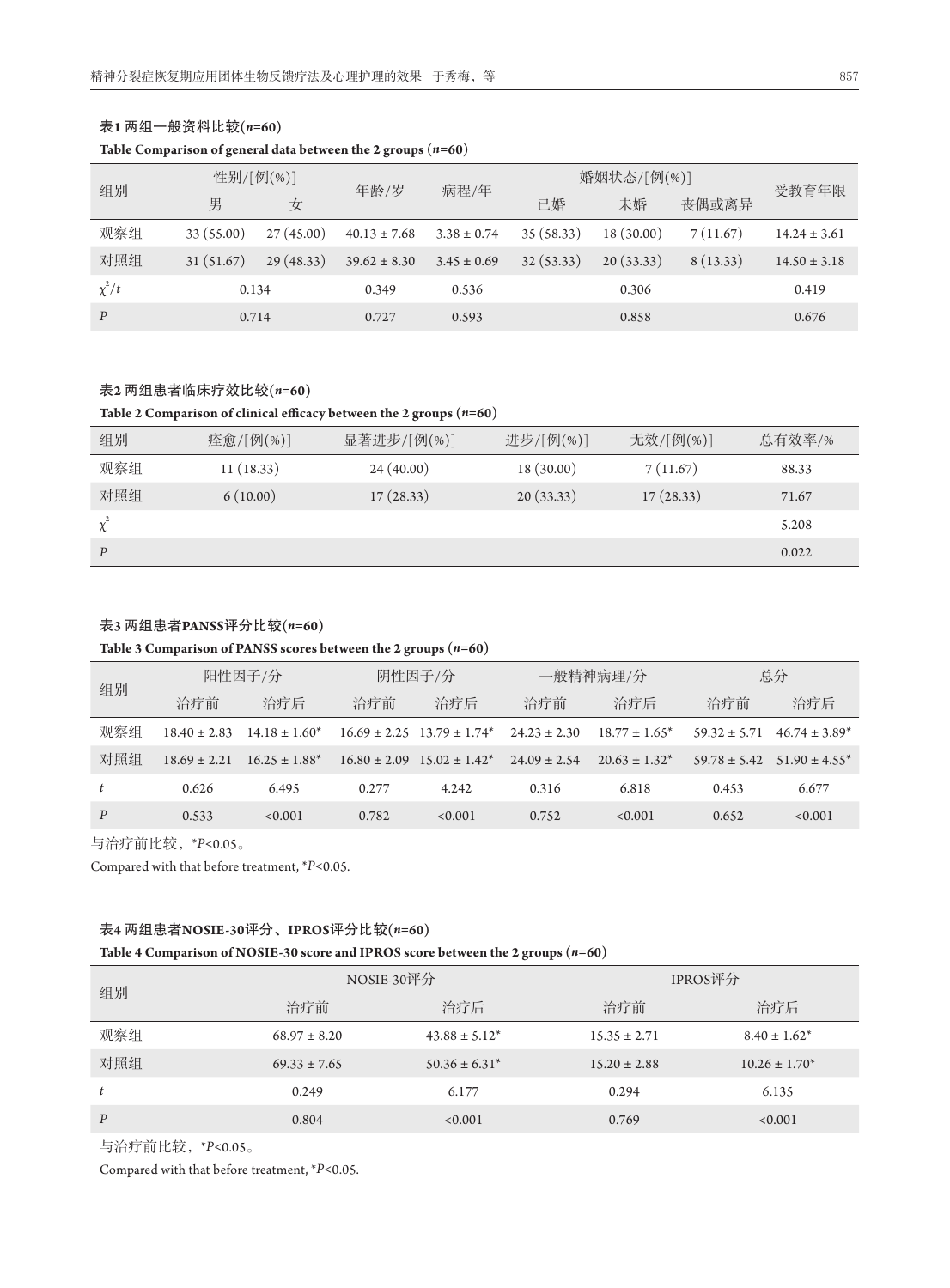**表1 两组一般资料比较($n$=60)**

**Table Comparison of general data between the 2 groups ($n$=60)**

| 组别 | 性别/[例(%)] | | 年龄/岁 | 病程/年 | 婚姻状态/[例(%)] | | | 受教育年限 |
|---|---|---|---|---|---|---|---|---|
| | 男 | 女 | | | 已婚 | 未婚 | 丧偶或离异 | |
| 观察组 | 33 (55.00) | 27 (45.00) | 40.13 ± 7.68 | 3.38 ± 0.74 | 35 (58.33) | 18 (30.00) | 7 (11.67) | 14.24 ± 3.61 |
| 对照组 | 31 (51.67) | 29 (48.33) | 39.62 ± 8.30 | 3.45 ± 0.69 | 32 (53.33) | 20 (33.33) | 8 (13.33) | 14.50 ± 3.18 |
| $\chi^2/t$ | 0.134 | | 0.349 | 0.536 | | 0.306 | | 0.419 |
| $P$ | 0.714 | | 0.727 | 0.593 | | 0.858 | | 0.676 |

**表2 两组患者临床疗效比较($n$=60)**

**Table 2 Comparison of clinical efficacy between the 2 groups ($n$=60)**

| 组别 | 痊愈/[例(%)] | 显著进步/[例(%)] | 进步/[例(%)] | 无效/[例(%)] | 总有效率/% |
|---|---|---|---|---|---|
| 观察组 | 11 (18.33) | 24 (40.00) | 18 (30.00) | 7 (11.67) | 88.33 |
| 对照组 | 6 (10.00) | 17 (28.33) | 20 (33.33) | 17 (28.33) | 71.67 |
| $\chi^2$ | | | | | 5.208 |
| $P$ | | | | | 0.022 |

**表3 两组患者PANSS评分比较($n$=60)**

**Table 3 Comparison of PANSS scores between the 2 groups ($n$=60)**

| 组别 | 阳性因子/分 | | 阴性因子/分 | | 一般精神病理/分 | | 总分 | |
|---|---|---|---|---|---|---|---|---|
| | 治疗前 | 治疗后 | 治疗前 | 治疗后 | 治疗前 | 治疗后 | 治疗前 | 治疗后 |
| 观察组 | 18.40 ± 2.83 | 14.18 ± 1.60* | 16.69 ± 2.25 | 13.79 ± 1.74* | 24.23 ± 2.30 | 18.77 ± 1.65* | 59.32 ± 5.71 | 46.74 ± 3.89* |
| 对照组 | 18.69 ± 2.21 | 16.25 ± 1.88* | 16.80 ± 2.09 | 15.02 ± 1.42* | 24.09 ± 2.54 | 20.63 ± 1.32* | 59.78 ± 5.42 | 51.90 ± 4.55* |
| $t$ | 0.626 | 6.495 | 0.277 | 4.242 | 0.316 | 6.818 | 0.453 | 6.677 |
| $P$ | 0.533 | <0.001 | 0.782 | <0.001 | 0.752 | <0.001 | 0.652 | <0.001 |

与治疗前比较，*$P$<0.05。

Compared with that before treatment, *$P$<0.05.

**表4 两组患者NOSIE-30评分、IPROS评分比较($n$=60)**

**Table 4 Comparison of NOSIE-30 score and IPROS score between the 2 groups ($n$=60)**

| 组别 | NOSIE-30评分 | | IPROS评分 | |
|---|---|---|---|---|
| | 治疗前 | 治疗后 | 治疗前 | 治疗后 |
| 观察组 | 68.97 ± 8.20 | 43.88 ± 5.12* | 15.35 ± 2.71 | 8.40 ± 1.62* |
| 对照组 | 69.33 ± 7.65 | 50.36 ± 6.31* | 15.20 ± 2.88 | 10.26 ± 1.70* |
| $t$ | 0.249 | 6.177 | 0.294 | 6.135 |
| $P$ | 0.804 | <0.001 | 0.769 | <0.001 |

与治疗前比较，*$P$<0.05。

Compared with that before treatment, *$P$<0.05.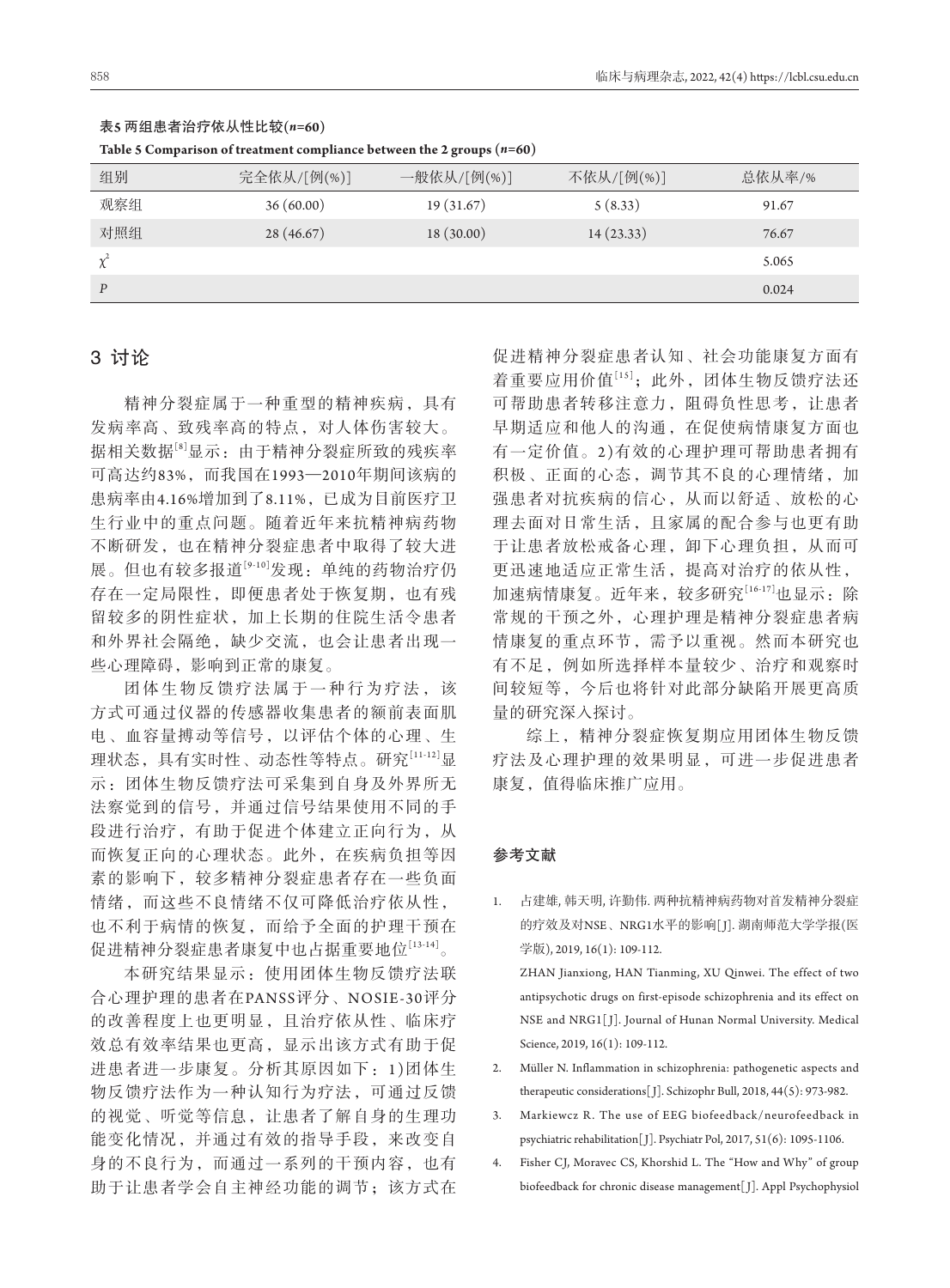**表5 两组患者治疗依从性比较(*n*=60)**

**Table 5 Comparison of treatment compliance between the 2 groups (*n*=60)**

| 组别 | 完全依从/[例(%)] | 一般依从/[例(%)] | 不依从/[例(%)] | 总依从率/% |
|---|---|---|---|---|
| 观察组 | 36 (60.00) | 19 (31.67) | 5 (8.33) | 91.67 |
| 对照组 | 28 (46.67) | 18 (30.00) | 14 (23.33) | 76.67 |
| $\chi^2$ | | | | 5.065 |
| $P$ | | | | 0.024 |

## 3 讨论

精神分裂症属于一种重型的精神疾病，具有发病率高、致残率高的特点，对人体伤害较大。据相关数据[8]显示：由于精神分裂症所致的残疾率可高达约83%，而我国在1993—2010年期间该病的患病率由4.16%增加到了8.11%，已成为目前医疗卫生行业中的重点问题。随着近年来抗精神病药物不断研发，也在精神分裂症患者中取得了较大进展。但也有较多报道[9-10]发现：单纯的药物治疗仍存在一定局限性，即便患者处于恢复期，也有残留较多的阴性症状，加上长期的住院生活令患者和外界社会隔绝，缺少交流，也会让患者出现一些心理障碍，影响到正常的康复。

团体生物反馈疗法属于一种行为疗法，该方式可通过仪器的传感器收集患者的额前表面肌电、血容量搏动等信号，以评估个体的心理、生理状态，具有实时性、动态性等特点。研究[11-12]显示：团体生物反馈疗法可采集到自身及外界所无法察觉到的信号，并通过信号结果使用不同的手段进行治疗，有助于促进个体建立正向行为，从而恢复正向的心理状态。此外，在疾病负担等因素的影响下，较多精神分裂症患者存在一些负面情绪，而这些不良情绪不仅可降低治疗依从性，也不利于病情的恢复，而给予全面的护理干预在促进精神分裂症患者康复中也占据重要地位[13-14]。

本研究结果显示：使用团体生物反馈疗法联合心理护理的患者在PANSS评分、NOSIE-30评分的改善程度上也更明显，且治疗依从性、临床疗效总有效率结果也更高，显示出该方式有助于促进患者进一步康复。分析其原因如下：1)团体生物反馈疗法作为一种认知行为疗法，可通过反馈的视觉、听觉等信息，让患者了解自身的生理功能变化情况，并通过有效的指导手段，来改变自身的不良行为，而通过一系列的干预内容，也有助于让患者学会自主神经功能的调节；该方式在促进精神分裂症患者认知、社会功能康复方面有着重要应用价值[15]；此外，团体生物反馈疗法还可帮助患者转移注意力，阻碍负性思考，让患者早期适应和他人的沟通，在促使病情康复方面也有一定价值。2)有效的心理护理可帮助患者拥有积极、正面的心态，调节其不良的心理情绪，加强患者对抗疾病的信心，从而以舒适、放松的心理去面对日常生活，且家属的配合参与也更有助于让患者放松戒备心理，卸下心理负担，从而可更迅速地适应正常生活，提高对治疗的依从性，加速病情康复。近年来，较多研究[16-17]也显示：除常规的干预之外，心理护理是精神分裂症患者病情康复的重点环节，需予以重视。然而本研究也有不足，例如所选择样本量较少、治疗和观察时间较短等，今后也将针对此部分缺陷开展更高质量的研究深入探讨。

综上，精神分裂症恢复期应用团体生物反馈疗法及心理护理的效果明显，可进一步促进患者康复，值得临床推广应用。

## 参考文献

1. 占建雄, 韩天明, 许勤伟. 两种抗精神病药物对首发精神分裂症的疗效及对NSE、NRG1水平的影响[J]. 湖南师范大学学报(医学版), 2019, 16(1): 109-112.
   ZHAN Jianxiong, HAN Tianming, XU Qinwei. The effect of two antipsychotic drugs on first-episode schizophrenia and its effect on NSE and NRG1[J]. Journal of Hunan Normal University. Medical Science, 2019, 16(1): 109-112.
2. Müller N. Inflammation in schizophrenia: pathogenetic aspects and therapeutic considerations[J]. Schizophr Bull, 2018, 44(5): 973-982.
3. Markiewcz R. The use of EEG biofeedback/neurofeedback in psychiatric rehabilitation[J]. Psychiatr Pol, 2017, 51(6): 1095-1106.
4. Fisher CJ, Moravec CS, Khorshid L. The "How and Why" of group biofeedback for chronic disease management[J]. Appl Psychophysiol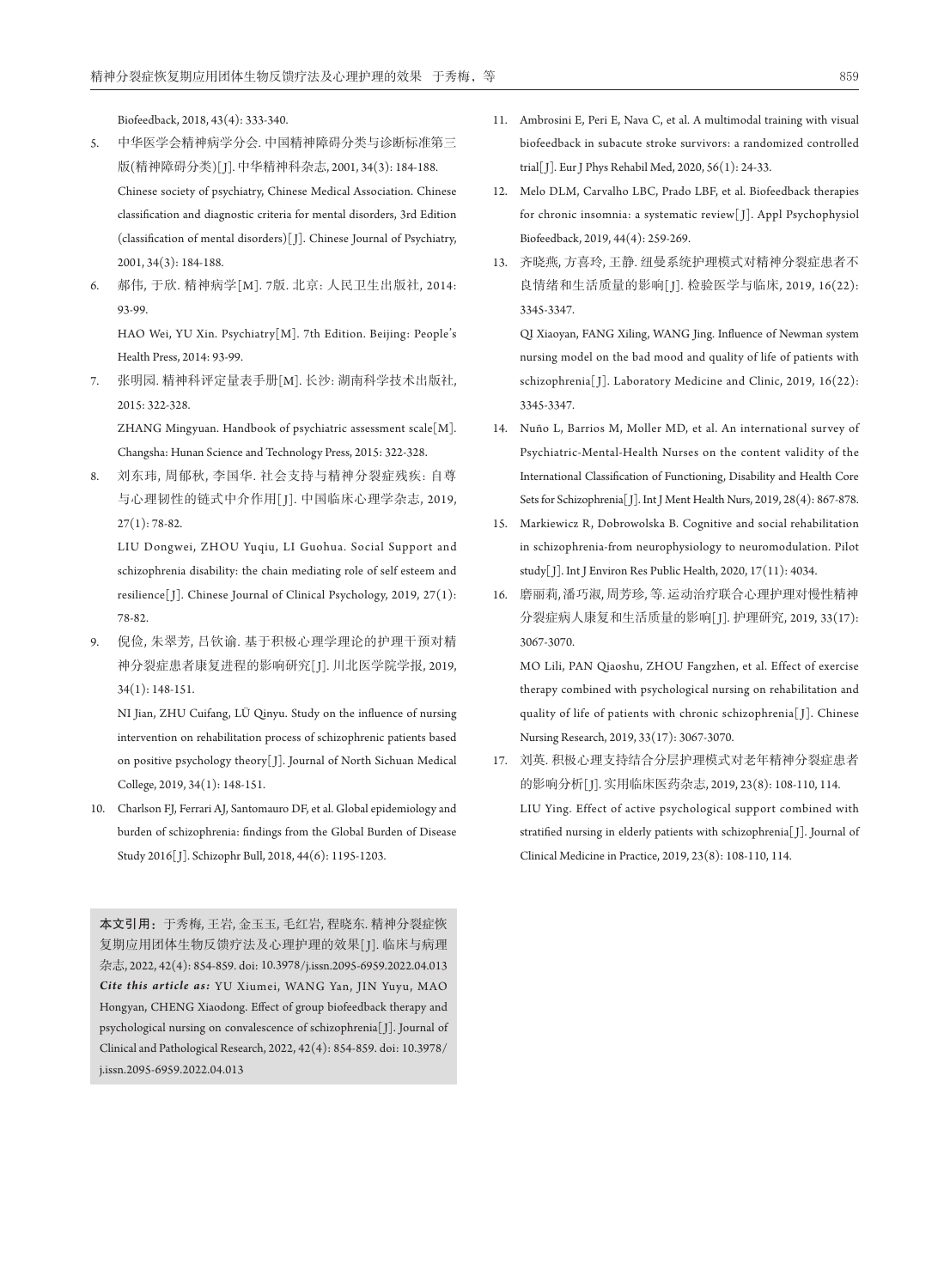Biofeedback, 2018, 43(4): 333-340.

5. 中华医学会精神病学分会. 中国精神障碍分类与诊断标准第三版(精神障碍分类)[J]. 中华精神科杂志, 2001, 34(3): 184-188.
   Chinese society of psychiatry, Chinese Medical Association. Chinese classification and diagnostic criteria for mental disorders, 3rd Edition (classification of mental disorders)[J]. Chinese Journal of Psychiatry, 2001, 34(3): 184-188.
6. 郝伟, 于欣. 精神病学[M]. 7版. 北京: 人民卫生出版社, 2014: 93-99.
   HAO Wei, YU Xin. Psychiatry[M]. 7th Edition. Beijing: People's Health Press, 2014: 93-99.
7. 张明园. 精神科评定量表手册[M]. 长沙: 湖南科学技术出版社, 2015: 322-328.
   ZHANG Mingyuan. Handbook of psychiatric assessment scale[M]. Changsha: Hunan Science and Technology Press, 2015: 322-328.
8. 刘东玮, 周郁秋, 李国华. 社会支持与精神分裂症残疾: 自尊与心理韧性的链式中介作用[J]. 中国临床心理学杂志, 2019, 27(1): 78-82.
   LIU Dongwei, ZHOU Yuqiu, LI Guohua. Social Support and schizophrenia disability: the chain mediating role of self esteem and resilience[J]. Chinese Journal of Clinical Psychology, 2019, 27(1): 78-82.
9. 倪俭, 朱翠芳, 吕钦谕. 基于积极心理学理论的护理干预对精神分裂症患者康复进程的影响研究[J]. 川北医学院学报, 2019, 34(1): 148-151.
   NI Jian, ZHU Cuifang, LÜ Qinyu. Study on the influence of nursing intervention on rehabilitation process of schizophrenic patients based on positive psychology theory[J]. Journal of North Sichuan Medical College, 2019, 34(1): 148-151.
10. Charlson FJ, Ferrari AJ, Santomauro DF, et al. Global epidemiology and burden of schizophrenia: findings from the Global Burden of Disease Study 2016[J]. Schizophr Bull, 2018, 44(6): 1195-1203.
11. Ambrosini E, Peri E, Nava C, et al. A multimodal training with visual biofeedback in subacute stroke survivors: a randomized controlled trial[J]. Eur J Phys Rehabil Med, 2020, 56(1): 24-33.
12. Melo DLM, Carvalho LBC, Prado LBF, et al. Biofeedback therapies for chronic insomnia: a systematic review[J]. Appl Psychophysiol Biofeedback, 2019, 44(4): 259-269.
13. 齐晓燕, 方喜玲, 王静. 纽曼系统护理模式对精神分裂症患者不良情绪和生活质量的影响[J]. 检验医学与临床, 2019, 16(22): 3345-3347.
    QI Xiaoyan, FANG Xiling, WANG Jing. Influence of Newman system nursing model on the bad mood and quality of life of patients with schizophrenia[J]. Laboratory Medicine and Clinic, 2019, 16(22): 3345-3347.
14. Nuño L, Barrios M, Moller MD, et al. An international survey of Psychiatric-Mental-Health Nurses on the content validity of the International Classification of Functioning, Disability and Health Core Sets for Schizophrenia[J]. Int J Ment Health Nurs, 2019, 28(4): 867-878.
15. Markiewicz R, Dobrowolska B. Cognitive and social rehabilitation in schizophrenia-from neurophysiology to neuromodulation. Pilot study[J]. Int J Environ Res Public Health, 2020, 17(11): 4034.
16. 磨丽莉, 潘巧淑, 周芳珍, 等. 运动治疗联合心理护理对慢性精神分裂症病人康复和生活质量的影响[J]. 护理研究, 2019, 33(17): 3067-3070.
    MO Lili, PAN Qiaoshu, ZHOU Fangzhen, et al. Effect of exercise therapy combined with psychological nursing on rehabilitation and quality of life of patients with chronic schizophrenia[J]. Chinese Nursing Research, 2019, 33(17): 3067-3070.
17. 刘英. 积极心理支持结合分层护理模式对老年精神分裂症患者的影响分析[J]. 实用临床医药杂志, 2019, 23(8): 108-110, 114.
    LIU Ying. Effect of active psychological support combined with stratified nursing in elderly patients with schizophrenia[J]. Journal of Clinical Medicine in Practice, 2019, 23(8): 108-110, 114.

**本文引用：** 于秀梅, 王岩, 金玉玉, 毛红岩, 程晓东. 精神分裂症恢复期应用团体生物反馈疗法及心理护理的效果[J]. 临床与病理杂志, 2022, 42(4): 854-859. doi: 10.3978/j.issn.2095-6959.2022.04.013

***Cite this article as:*** YU Xiumei, WANG Yan, JIN Yuyu, MAO Hongyan, CHENG Xiaodong. Effect of group biofeedback therapy and psychological nursing on convalescence of schizophrenia[J]. Journal of Clinical and Pathological Research, 2022, 42(4): 854-859. doi: 10.3978/j.issn.2095-6959.2022.04.013